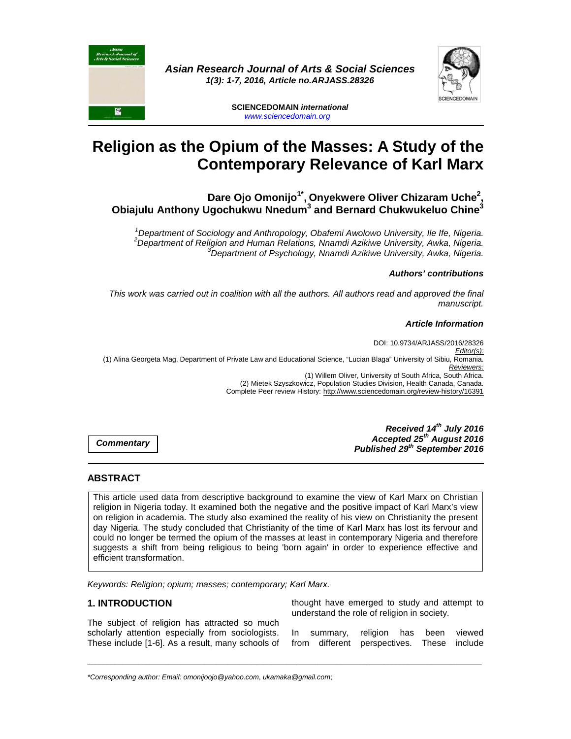*Asian Research Journal of Arts & Social Sciences*
*1(3): 1-7, 2016, Article no.ARJASS.28326*

**SCIENCEDOMAIN** ***international***
*www.sciencedomain.org*

# Religion as the Opium of the Masses: A Study of the Contemporary Relevance of Karl Marx

**Dare Ojo Omonijo[1*], Onyekwere Oliver Chizaram Uche[2], Obiajulu Anthony Ugochukwu Nnedum[3] and Bernard Chukwukeluo Chine[3]**

*[1]Department of Sociology and Anthropology, Obafemi Awolowo University, Ile Ife, Nigeria.*
*[2]Department of Religion and Human Relations, Nnamdi Azikiwe University, Awka, Nigeria.*
*[3]Department of Psychology, Nnamdi Azikiwe University, Awka, Nigeria.*

***Authors' contributions***

*This work was carried out in coalition with all the authors. All authors read and approved the final manuscript.*

***Article Information***

DOI: 10.9734/ARJASS/2016/28326
*Editor(s):*
(1) Alina Georgeta Mag, Department of Private Law and Educational Science, "Lucian Blaga" University of Sibiu, Romania.
*Reviewers:*
(1) Willem Oliver, University of South Africa, South Africa.
(2) Mietek Szyszkowicz, Population Studies Division, Health Canada, Canada.
Complete Peer review History: http://www.sciencedomain.org/review-history/16391

***Commentary***

***Received 14th July 2016***
***Accepted 25th August 2016***
***Published 29th September 2016***

## ABSTRACT

This article used data from descriptive background to examine the view of Karl Marx on Christian religion in Nigeria today. It examined both the negative and the positive impact of Karl Marx's view on religion in academia. The study also examined the reality of his view on Christianity the present day Nigeria. The study concluded that Christianity of the time of Karl Marx has lost its fervour and could no longer be termed the opium of the masses at least in contemporary Nigeria and therefore suggests a shift from being religious to being 'born again' in order to experience effective and efficient transformation.

*Keywords: Religion; opium; masses; contemporary; Karl Marx.*

## 1. INTRODUCTION

The subject of religion has attracted so much scholarly attention especially from sociologists. These include [1-6]. As a result, many schools of thought have emerged to study and attempt to understand the role of religion in society.

In summary, religion has been viewed from different perspectives. These include

*Corresponding author: Email: omonijoojo@yahoo.com, ukamaka@gmail.com;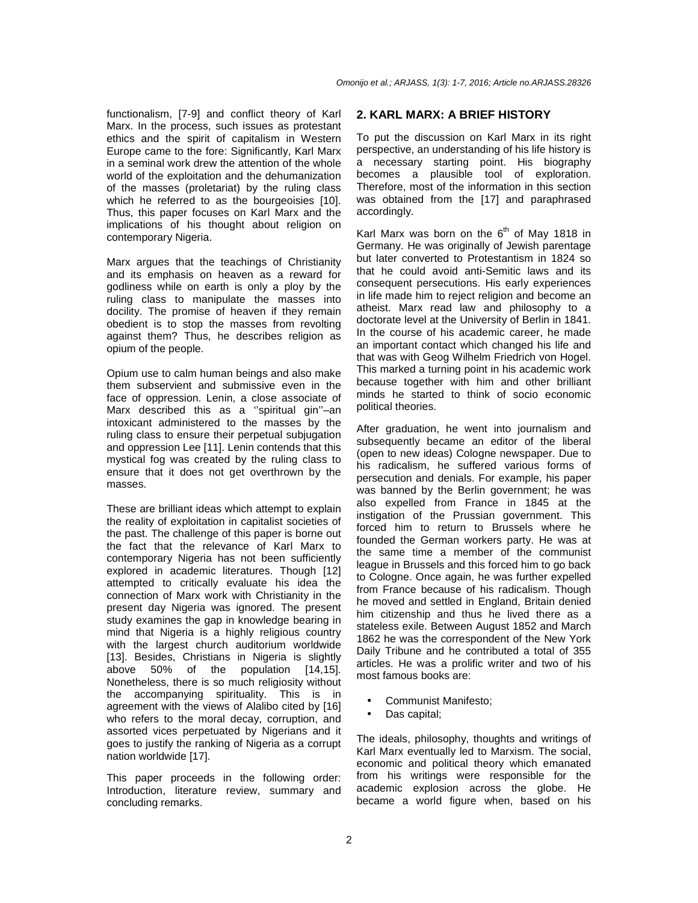functionalism, [7-9] and conflict theory of Karl Marx. In the process, such issues as protestant ethics and the spirit of capitalism in Western Europe came to the fore: Significantly, Karl Marx in a seminal work drew the attention of the whole world of the exploitation and the dehumanization of the masses (proletariat) by the ruling class which he referred to as the bourgeoisies [10]. Thus, this paper focuses on Karl Marx and the implications of his thought about religion on contemporary Nigeria.

Marx argues that the teachings of Christianity and its emphasis on heaven as a reward for godliness while on earth is only a ploy by the ruling class to manipulate the masses into docility. The promise of heaven if they remain obedient is to stop the masses from revolting against them? Thus, he describes religion as opium of the people.

Opium use to calm human beings and also make them subservient and submissive even in the face of oppression. Lenin, a close associate of Marx described this as a ''spiritual gin''–an intoxicant administered to the masses by the ruling class to ensure their perpetual subjugation and oppression Lee [11]. Lenin contends that this mystical fog was created by the ruling class to ensure that it does not get overthrown by the masses.

These are brilliant ideas which attempt to explain the reality of exploitation in capitalist societies of the past. The challenge of this paper is borne out the fact that the relevance of Karl Marx to contemporary Nigeria has not been sufficiently explored in academic literatures. Though [12] attempted to critically evaluate his idea the connection of Marx work with Christianity in the present day Nigeria was ignored. The present study examines the gap in knowledge bearing in mind that Nigeria is a highly religious country with the largest church auditorium worldwide [13]. Besides, Christians in Nigeria is slightly above 50% of the population [14,15]. Nonetheless, there is so much religiosity without the accompanying spirituality. This is in agreement with the views of Alalibo cited by [16] who refers to the moral decay, corruption, and assorted vices perpetuated by Nigerians and it goes to justify the ranking of Nigeria as a corrupt nation worldwide [17].

This paper proceeds in the following order: Introduction, literature review, summary and concluding remarks.

## 2. KARL MARX: A BRIEF HISTORY

To put the discussion on Karl Marx in its right perspective, an understanding of his life history is a necessary starting point. His biography becomes a plausible tool of exploration. Therefore, most of the information in this section was obtained from the [17] and paraphrased accordingly.

Karl Marx was born on the 6th of May 1818 in Germany. He was originally of Jewish parentage but later converted to Protestantism in 1824 so that he could avoid anti-Semitic laws and its consequent persecutions. His early experiences in life made him to reject religion and become an atheist. Marx read law and philosophy to a doctorate level at the University of Berlin in 1841. In the course of his academic career, he made an important contact which changed his life and that was with Geog Wilhelm Friedrich von Hogel. This marked a turning point in his academic work because together with him and other brilliant minds he started to think of socio economic political theories.

After graduation, he went into journalism and subsequently became an editor of the liberal (open to new ideas) Cologne newspaper. Due to his radicalism, he suffered various forms of persecution and denials. For example, his paper was banned by the Berlin government; he was also expelled from France in 1845 at the instigation of the Prussian government. This forced him to return to Brussels where he founded the German workers party. He was at the same time a member of the communist league in Brussels and this forced him to go back to Cologne. Once again, he was further expelled from France because of his radicalism. Though he moved and settled in England, Britain denied him citizenship and thus he lived there as a stateless exile. Between August 1852 and March 1862 he was the correspondent of the New York Daily Tribune and he contributed a total of 355 articles. He was a prolific writer and two of his most famous books are:

- Communist Manifesto;
- Das capital;

The ideals, philosophy, thoughts and writings of Karl Marx eventually led to Marxism. The social, economic and political theory which emanated from his writings were responsible for the academic explosion across the globe. He became a world figure when, based on his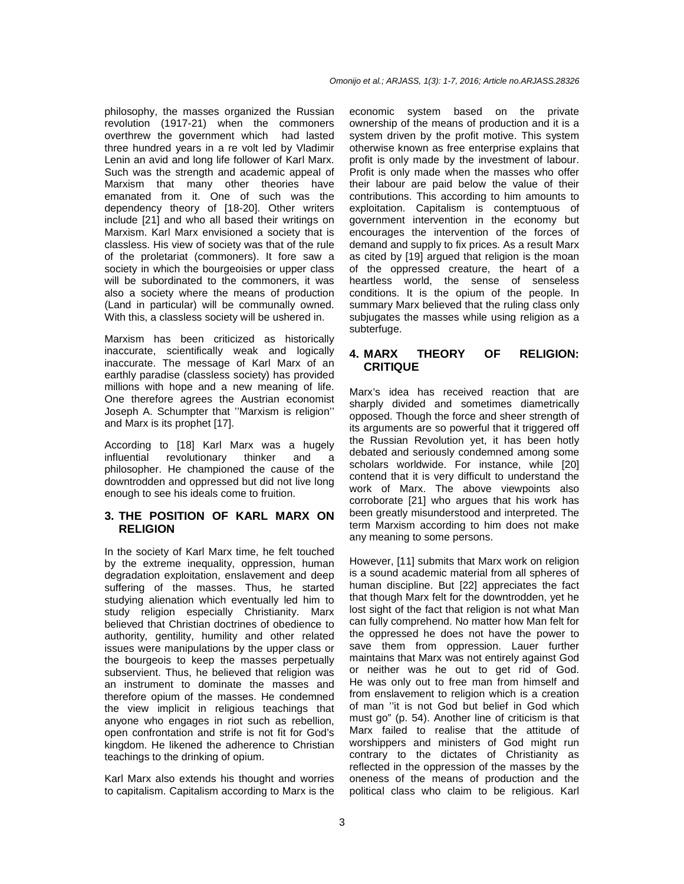philosophy, the masses organized the Russian revolution (1917-21) when the commoners overthrew the government which had lasted three hundred years in a re volt led by Vladimir Lenin an avid and long life follower of Karl Marx. Such was the strength and academic appeal of Marxism that many other theories have emanated from it. One of such was the dependency theory of [18-20]. Other writers include [21] and who all based their writings on Marxism. Karl Marx envisioned a society that is classless. His view of society was that of the rule of the proletariat (commoners). It fore saw a society in which the bourgeoisies or upper class will be subordinated to the commoners, it was also a society where the means of production (Land in particular) will be communally owned. With this, a classless society will be ushered in.

Marxism has been criticized as historically inaccurate, scientifically weak and logically inaccurate. The message of Karl Marx of an earthly paradise (classless society) has provided millions with hope and a new meaning of life. One therefore agrees the Austrian economist Joseph A. Schumpter that ''Marxism is religion'' and Marx is its prophet [17].

According to [18] Karl Marx was a hugely influential revolutionary thinker and a philosopher. He championed the cause of the downtrodden and oppressed but did not live long enough to see his ideals come to fruition.

## 3. THE POSITION OF KARL MARX ON RELIGION

In the society of Karl Marx time, he felt touched by the extreme inequality, oppression, human degradation exploitation, enslavement and deep suffering of the masses. Thus, he started studying alienation which eventually led him to study religion especially Christianity. Marx believed that Christian doctrines of obedience to authority, gentility, humility and other related issues were manipulations by the upper class or the bourgeois to keep the masses perpetually subservient. Thus, he believed that religion was an instrument to dominate the masses and therefore opium of the masses. He condemned the view implicit in religious teachings that anyone who engages in riot such as rebellion, open confrontation and strife is not fit for God's kingdom. He likened the adherence to Christian teachings to the drinking of opium.

Karl Marx also extends his thought and worries to capitalism. Capitalism according to Marx is the economic system based on the private ownership of the means of production and it is a system driven by the profit motive. This system otherwise known as free enterprise explains that profit is only made by the investment of labour. Profit is only made when the masses who offer their labour are paid below the value of their contributions. This according to him amounts to exploitation. Capitalism is contemptuous of government intervention in the economy but encourages the intervention of the forces of demand and supply to fix prices. As a result Marx as cited by [19] argued that religion is the moan of the oppressed creature, the heart of a heartless world, the sense of senseless conditions. It is the opium of the people. In summary Marx believed that the ruling class only subjugates the masses while using religion as a subterfuge.

## 4. MARX THEORY OF RELIGION: CRITIQUE

Marx's idea has received reaction that are sharply divided and sometimes diametrically opposed. Though the force and sheer strength of its arguments are so powerful that it triggered off the Russian Revolution yet, it has been hotly debated and seriously condemned among some scholars worldwide. For instance, while [20] contend that it is very difficult to understand the work of Marx. The above viewpoints also corroborate [21] who argues that his work has been greatly misunderstood and interpreted. The term Marxism according to him does not make any meaning to some persons.

However, [11] submits that Marx work on religion is a sound academic material from all spheres of human discipline. But [22] appreciates the fact that though Marx felt for the downtrodden, yet he lost sight of the fact that religion is not what Man can fully comprehend. No matter how Man felt for the oppressed he does not have the power to save them from oppression. Lauer further maintains that Marx was not entirely against God or neither was he out to get rid of God. He was only out to free man from himself and from enslavement to religion which is a creation of man ''it is not God but belief in God which must go" (p. 54). Another line of criticism is that Marx failed to realise that the attitude of worshippers and ministers of God might run contrary to the dictates of Christianity as reflected in the oppression of the masses by the oneness of the means of production and the political class who claim to be religious. Karl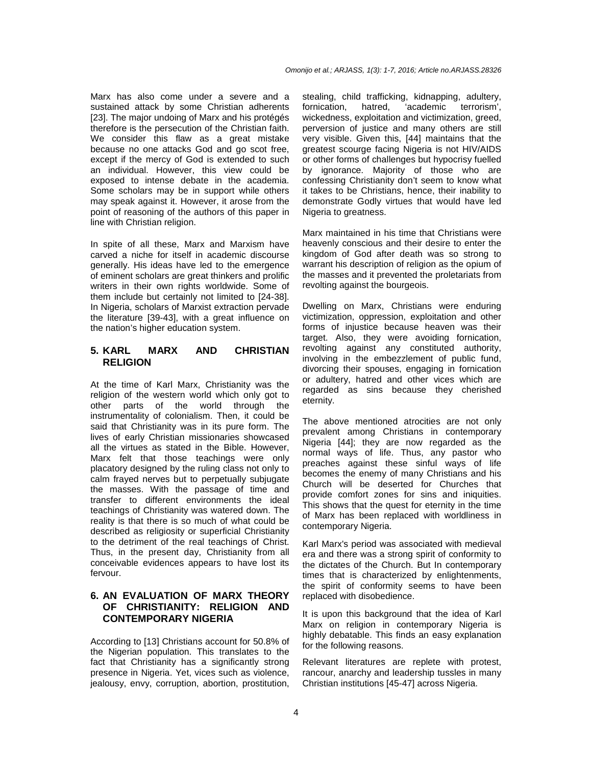Marx has also come under a severe and a sustained attack by some Christian adherents [23]. The major undoing of Marx and his protégés therefore is the persecution of the Christian faith. We consider this flaw as a great mistake because no one attacks God and go scot free, except if the mercy of God is extended to such an individual. However, this view could be exposed to intense debate in the academia. Some scholars may be in support while others may speak against it. However, it arose from the point of reasoning of the authors of this paper in line with Christian religion.

In spite of all these, Marx and Marxism have carved a niche for itself in academic discourse generally. His ideas have led to the emergence of eminent scholars are great thinkers and prolific writers in their own rights worldwide. Some of them include but certainly not limited to [24-38]. In Nigeria, scholars of Marxist extraction pervade the literature [39-43], with a great influence on the nation's higher education system.

## 5. KARL MARX AND CHRISTIAN RELIGION

At the time of Karl Marx, Christianity was the religion of the western world which only got to other parts of the world through the instrumentality of colonialism. Then, it could be said that Christianity was in its pure form. The lives of early Christian missionaries showcased all the virtues as stated in the Bible. However, Marx felt that those teachings were only placatory designed by the ruling class not only to calm frayed nerves but to perpetually subjugate the masses. With the passage of time and transfer to different environments the ideal teachings of Christianity was watered down. The reality is that there is so much of what could be described as religiosity or superficial Christianity to the detriment of the real teachings of Christ. Thus, in the present day, Christianity from all conceivable evidences appears to have lost its fervour.

## 6. AN EVALUATION OF MARX THEORY OF CHRISTIANITY: RELIGION AND CONTEMPORARY NIGERIA

According to [13] Christians account for 50.8% of the Nigerian population. This translates to the fact that Christianity has a significantly strong presence in Nigeria. Yet, vices such as violence, jealousy, envy, corruption, abortion, prostitution, stealing, child trafficking, kidnapping, adultery, fornication, hatred, 'academic terrorism', wickedness, exploitation and victimization, greed, perversion of justice and many others are still very visible. Given this, [44] maintains that the greatest scourge facing Nigeria is not HIV/AIDS or other forms of challenges but hypocrisy fuelled by ignorance. Majority of those who are confessing Christianity don't seem to know what it takes to be Christians, hence, their inability to demonstrate Godly virtues that would have led Nigeria to greatness.

Marx maintained in his time that Christians were heavenly conscious and their desire to enter the kingdom of God after death was so strong to warrant his description of religion as the opium of the masses and it prevented the proletariats from revolting against the bourgeois.

Dwelling on Marx, Christians were enduring victimization, oppression, exploitation and other forms of injustice because heaven was their target. Also, they were avoiding fornication, revolting against any constituted authority, involving in the embezzlement of public fund, divorcing their spouses, engaging in fornication or adultery, hatred and other vices which are regarded as sins because they cherished eternity.

The above mentioned atrocities are not only prevalent among Christians in contemporary Nigeria [44]; they are now regarded as the normal ways of life. Thus, any pastor who preaches against these sinful ways of life becomes the enemy of many Christians and his Church will be deserted for Churches that provide comfort zones for sins and iniquities. This shows that the quest for eternity in the time of Marx has been replaced with worldliness in contemporary Nigeria.

Karl Marx's period was associated with medieval era and there was a strong spirit of conformity to the dictates of the Church. But In contemporary times that is characterized by enlightenments, the spirit of conformity seems to have been replaced with disobedience.

It is upon this background that the idea of Karl Marx on religion in contemporary Nigeria is highly debatable. This finds an easy explanation for the following reasons.

Relevant literatures are replete with protest, rancour, anarchy and leadership tussles in many Christian institutions [45-47] across Nigeria.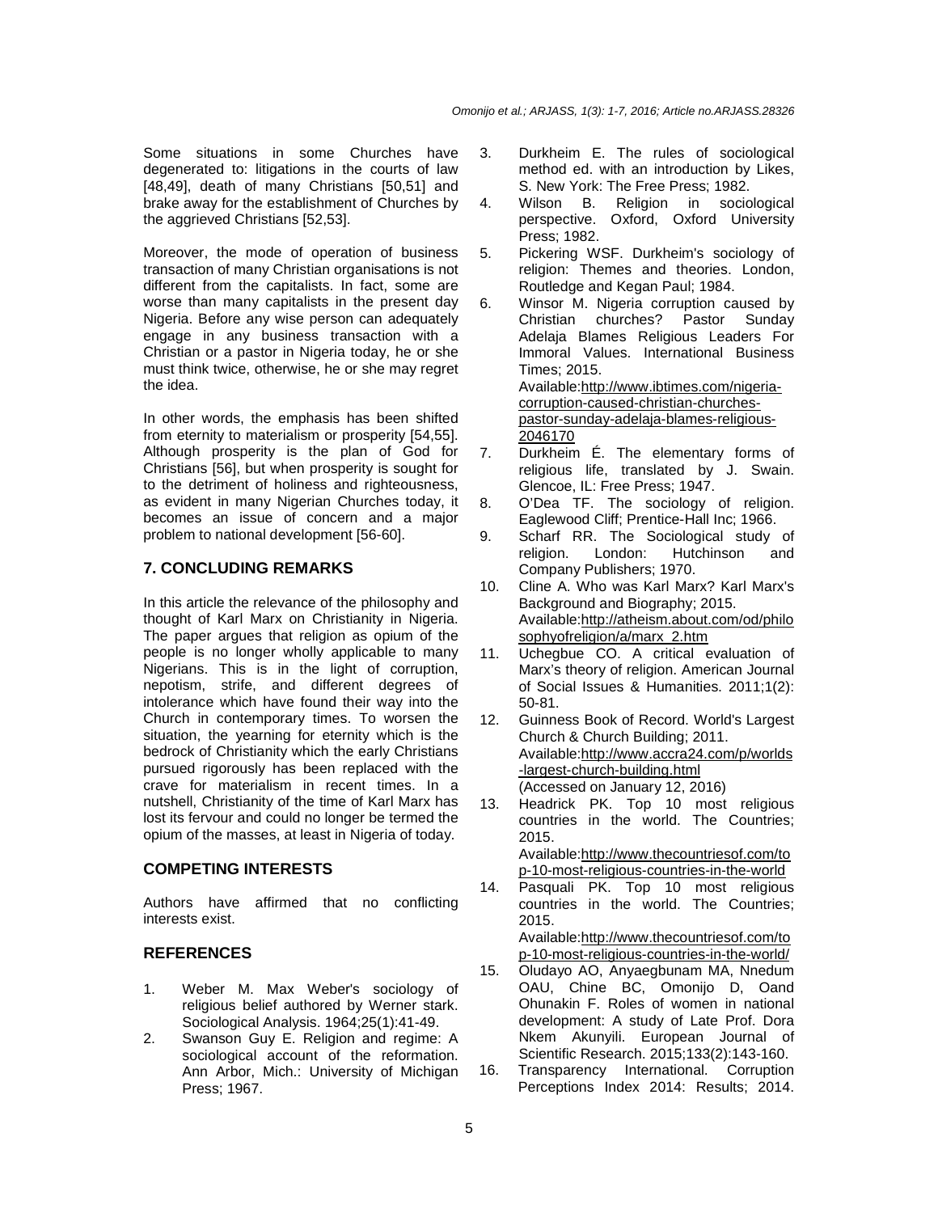Some situations in some Churches have degenerated to: litigations in the courts of law [48,49], death of many Christians [50,51] and brake away for the establishment of Churches by the aggrieved Christians [52,53].

Moreover, the mode of operation of business transaction of many Christian organisations is not different from the capitalists. In fact, some are worse than many capitalists in the present day Nigeria. Before any wise person can adequately engage in any business transaction with a Christian or a pastor in Nigeria today, he or she must think twice, otherwise, he or she may regret the idea.

In other words, the emphasis has been shifted from eternity to materialism or prosperity [54,55]. Although prosperity is the plan of God for Christians [56], but when prosperity is sought for to the detriment of holiness and righteousness, as evident in many Nigerian Churches today, it becomes an issue of concern and a major problem to national development [56-60].

## 7. CONCLUDING REMARKS

In this article the relevance of the philosophy and thought of Karl Marx on Christianity in Nigeria. The paper argues that religion as opium of the people is no longer wholly applicable to many Nigerians. This is in the light of corruption, nepotism, strife, and different degrees of intolerance which have found their way into the Church in contemporary times. To worsen the situation, the yearning for eternity which is the bedrock of Christianity which the early Christians pursued rigorously has been replaced with the crave for materialism in recent times. In a nutshell, Christianity of the time of Karl Marx has lost its fervour and could no longer be termed the opium of the masses, at least in Nigeria of today.

## COMPETING INTERESTS

Authors have affirmed that no conflicting interests exist.

## REFERENCES

1. Weber M. Max Weber's sociology of religious belief authored by Werner stark. Sociological Analysis. 1964;25(1):41-49.
2. Swanson Guy E. Religion and regime: A sociological account of the reformation. Ann Arbor, Mich.: University of Michigan Press; 1967.
3. Durkheim E. The rules of sociological method ed. with an introduction by Likes, S. New York: The Free Press; 1982.
4. Wilson B. Religion in sociological perspective. Oxford, Oxford University Press; 1982.
5. Pickering WSF. Durkheim's sociology of religion: Themes and theories. London, Routledge and Kegan Paul; 1984.
6. Winsor M. Nigeria corruption caused by Christian churches? Pastor Sunday Adelaja Blames Religious Leaders For Immoral Values. International Business Times; 2015. Available:http://www.ibtimes.com/nigeria-corruption-caused-christian-churches-pastor-sunday-adelaja-blames-religious-2046170
7. Durkheim É. The elementary forms of religious life, translated by J. Swain. Glencoe, IL: Free Press; 1947.
8. O'Dea TF. The sociology of religion. Eaglewood Cliff; Prentice-Hall Inc; 1966.
9. Scharf RR. The Sociological study of religion. London: Hutchinson and Company Publishers; 1970.
10. Cline A. Who was Karl Marx? Karl Marx's Background and Biography; 2015. Available:http://atheism.about.com/od/philosophyofreligion/a/marx_2.htm
11. Uchegbue CO. A critical evaluation of Marx's theory of religion. American Journal of Social Issues & Humanities. 2011;1(2): 50-81.
12. Guinness Book of Record. World's Largest Church & Church Building; 2011. Available:http://www.accra24.com/p/worlds-largest-church-building.html (Accessed on January 12, 2016)
13. Headrick PK. Top 10 most religious countries in the world. The Countries; 2015. Available:http://www.thecountriesof.com/top-10-most-religious-countries-in-the-world
14. Pasquali PK. Top 10 most religious countries in the world. The Countries; 2015. Available:http://www.thecountriesof.com/top-10-most-religious-countries-in-the-world/
15. Oludayo AO, Anyaegbunam MA, Nnedum OAU, Chine BC, Omonijo D, Oand Ohunakin F. Roles of women in national development: A study of Late Prof. Dora Nkem Akunyili. European Journal of Scientific Research. 2015;133(2):143-160.
16. Transparency International. Corruption Perceptions Index 2014: Results; 2014.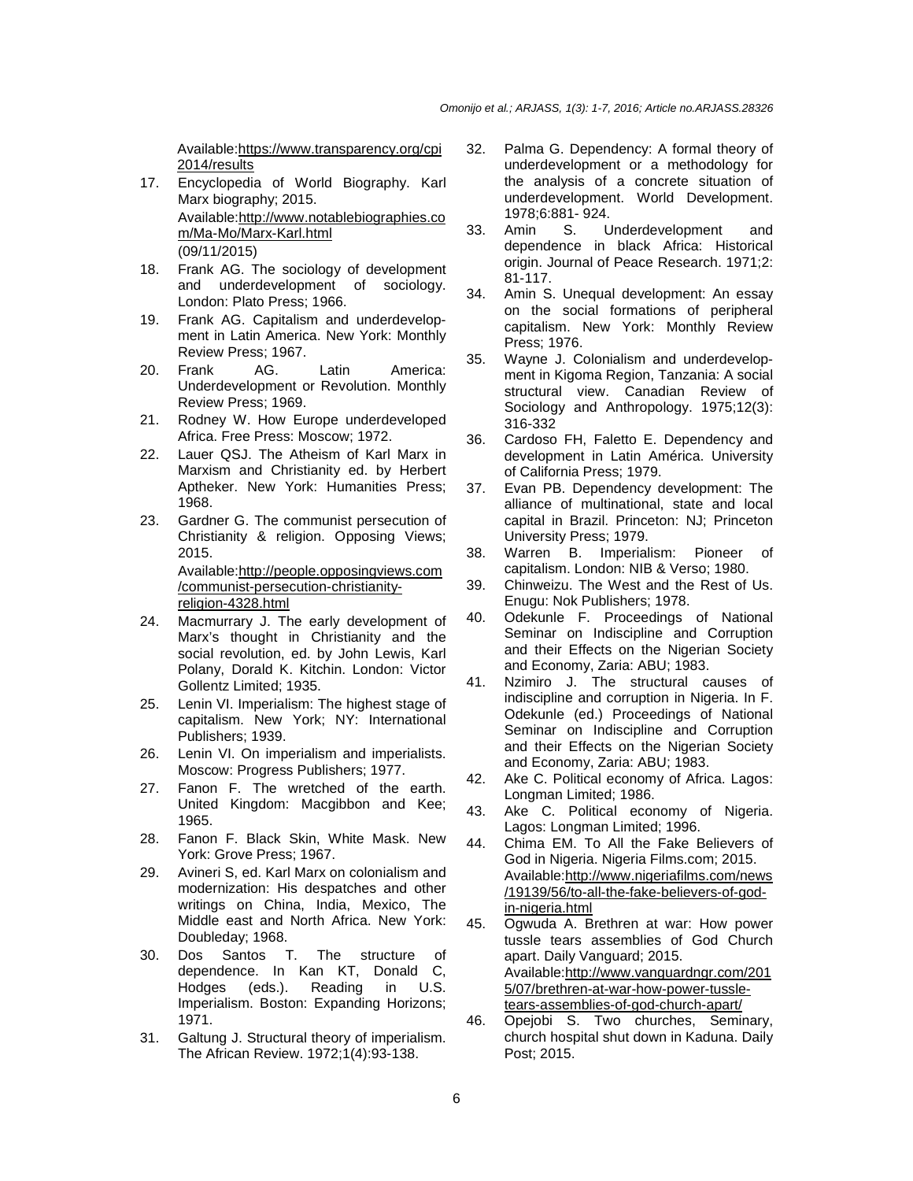Available:https://www.transparency.org/cpi2014/results

17. Encyclopedia of World Biography. Karl Marx biography; 2015. Available:http://www.notablebiographies.com/Ma-Mo/Marx-Karl.html (09/11/2015)
18. Frank AG. The sociology of development and underdevelopment of sociology. London: Plato Press; 1966.
19. Frank AG. Capitalism and underdevelopment in Latin America. New York: Monthly Review Press; 1967.
20. Frank AG. Latin America: Underdevelopment or Revolution. Monthly Review Press; 1969.
21. Rodney W. How Europe underdeveloped Africa. Free Press: Moscow; 1972.
22. Lauer QSJ. The Atheism of Karl Marx in Marxism and Christianity ed. by Herbert Aptheker. New York: Humanities Press; 1968.
23. Gardner G. The communist persecution of Christianity & religion. Opposing Views; 2015. Available:http://people.opposingviews.com/communist-persecution-christianity-religion-4328.html
24. Macmurrary J. The early development of Marx's thought in Christianity and the social revolution, ed. by John Lewis, Karl Polany, Dorald K. Kitchin. London: Victor Gollentz Limited; 1935.
25. Lenin VI. Imperialism: The highest stage of capitalism. New York; NY: International Publishers; 1939.
26. Lenin VI. On imperialism and imperialists. Moscow: Progress Publishers; 1977.
27. Fanon F. The wretched of the earth. United Kingdom: Macgibbon and Kee; 1965.
28. Fanon F. Black Skin, White Mask. New York: Grove Press; 1967.
29. Avineri S, ed. Karl Marx on colonialism and modernization: His despatches and other writings on China, India, Mexico, The Middle east and North Africa. New York: Doubleday; 1968.
30. Dos Santos T. The structure of dependence. In Kan KT, Donald C, Hodges (eds.). Reading in U.S. Imperialism. Boston: Expanding Horizons; 1971.
31. Galtung J. Structural theory of imperialism. The African Review. 1972;1(4):93-138.
32. Palma G. Dependency: A formal theory of underdevelopment or a methodology for the analysis of a concrete situation of underdevelopment. World Development. 1978;6:881- 924.
33. Amin S. Underdevelopment and dependence in black Africa: Historical origin. Journal of Peace Research. 1971;2: 81-117.
34. Amin S. Unequal development: An essay on the social formations of peripheral capitalism. New York: Monthly Review Press; 1976.
35. Wayne J. Colonialism and underdevelopment in Kigoma Region, Tanzania: A social structural view. Canadian Review of Sociology and Anthropology. 1975;12(3): 316-332
36. Cardoso FH, Faletto E. Dependency and development in Latin América. University of California Press; 1979.
37. Evan PB. Dependency development: The alliance of multinational, state and local capital in Brazil. Princeton: NJ; Princeton University Press; 1979.
38. Warren B. Imperialism: Pioneer of capitalism. London: NIB & Verso; 1980.
39. Chinweizu. The West and the Rest of Us. Enugu: Nok Publishers; 1978.
40. Odekunle F. Proceedings of National Seminar on Indiscipline and Corruption and their Effects on the Nigerian Society and Economy, Zaria: ABU; 1983.
41. Nzimiro J. The structural causes of indiscipline and corruption in Nigeria. In F. Odekunle (ed.) Proceedings of National Seminar on Indiscipline and Corruption and their Effects on the Nigerian Society and Economy, Zaria: ABU; 1983.
42. Ake C. Political economy of Africa. Lagos: Longman Limited; 1986.
43. Ake C. Political economy of Nigeria. Lagos: Longman Limited; 1996.
44. Chima EM. To All the Fake Believers of God in Nigeria. Nigeria Films.com; 2015. Available:http://www.nigeriafilms.com/news/19139/56/to-all-the-fake-believers-of-god-in-nigeria.html
45. Ogwuda A. Brethren at war: How power tussle tears assemblies of God Church apart. Daily Vanguard; 2015. Available:http://www.vanguardngr.com/2015/07/brethren-at-war-how-power-tussle-tears-assemblies-of-god-church-apart/
46. Opejobi S. Two churches, Seminary, church hospital shut down in Kaduna. Daily Post; 2015.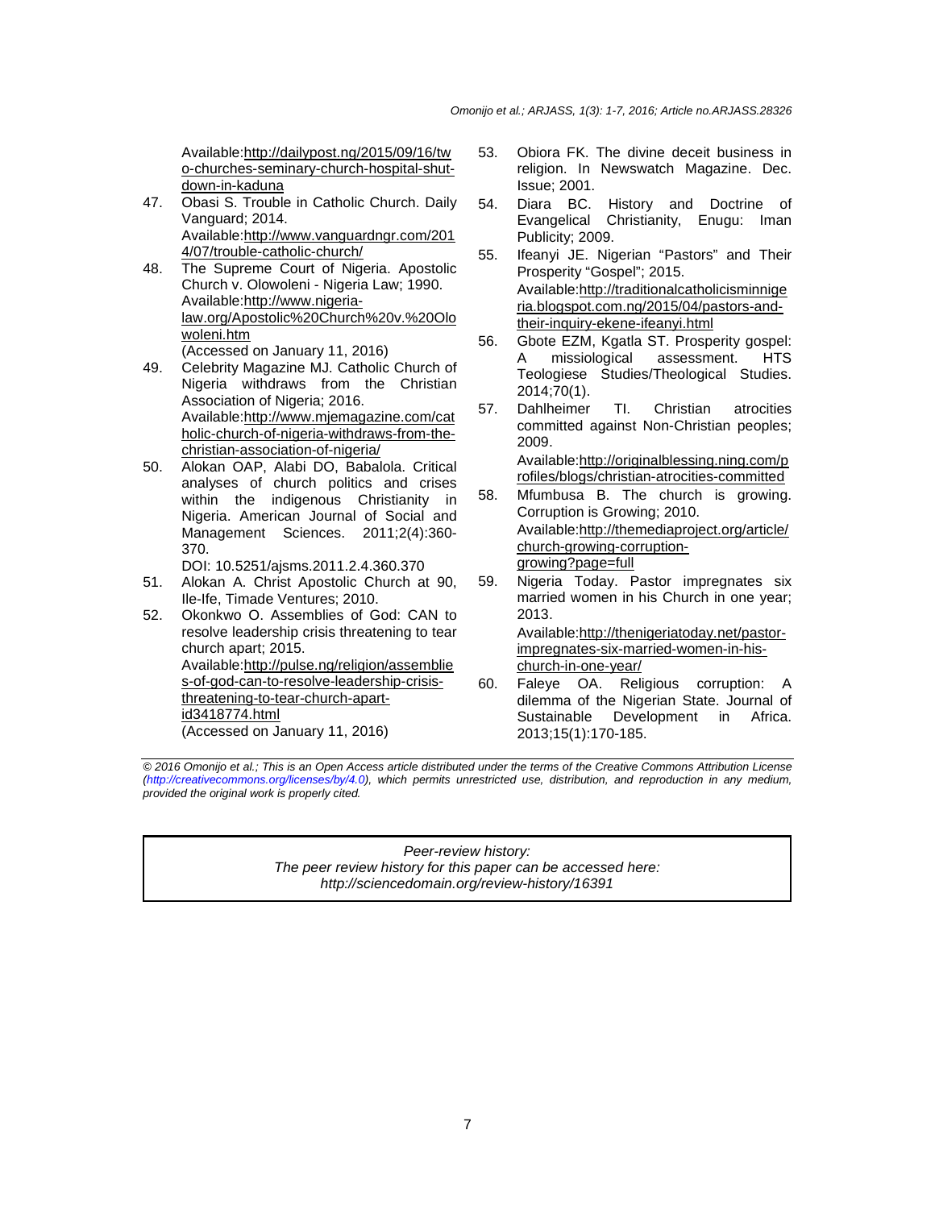Available:http://dailypost.ng/2015/09/16/two-churches-seminary-church-hospital-shut-down-in-kaduna

47. Obasi S. Trouble in Catholic Church. Daily Vanguard; 2014. Available:http://www.vanguardngr.com/2014/07/trouble-catholic-church/
48. The Supreme Court of Nigeria. Apostolic Church v. Olowoleni - Nigeria Law; 1990. Available:http://www.nigeria-law.org/Apostolic%20Church%20v.%20Olowoleni.htm (Accessed on January 11, 2016)
49. Celebrity Magazine MJ. Catholic Church of Nigeria withdraws from the Christian Association of Nigeria; 2016. Available:http://www.mjemagazine.com/catholic-church-of-nigeria-withdraws-from-the-christian-association-of-nigeria/
50. Alokan OAP, Alabi DO, Babalola. Critical analyses of church politics and crises within the indigenous Christianity in Nigeria. American Journal of Social and Management Sciences. 2011;2(4):360-370. DOI: 10.5251/ajsms.2011.2.4.360.370
51. Alokan A. Christ Apostolic Church at 90, Ile-Ife, Timade Ventures; 2010.
52. Okonkwo O. Assemblies of God: CAN to resolve leadership crisis threatening to tear church apart; 2015. Available:http://pulse.ng/religion/assemblies-of-god-can-to-resolve-leadership-crisis-threatening-to-tear-church-apart-id3418774.html (Accessed on January 11, 2016)
53. Obiora FK. The divine deceit business in religion. In Newswatch Magazine. Dec. Issue; 2001.
54. Diara BC. History and Doctrine of Evangelical Christianity, Enugu: Iman Publicity; 2009.
55. Ifeanyi JE. Nigerian "Pastors" and Their Prosperity "Gospel"; 2015. Available:http://traditionalcatholicisminnigeria.blogspot.com.ng/2015/04/pastors-and-their-inquiry-ekene-ifeanyi.html
56. Gbote EZM, Kgatla ST. Prosperity gospel: A missiological assessment. HTS Teologiese Studies/Theological Studies. 2014;70(1).
57. Dahlheimer TI. Christian atrocities committed against Non-Christian peoples; 2009. Available:http://originalblessing.ning.com/profiles/blogs/christian-atrocities-committed
58. Mfumbusa B. The church is growing. Corruption is Growing; 2010. Available:http://themediaproject.org/article/church-growing-corruption-growing?page=full
59. Nigeria Today. Pastor impregnates six married women in his Church in one year; 2013. Available:http://thenigeriatoday.net/pastor-impregnates-six-married-women-in-his-church-in-one-year/
60. Faleye OA. Religious corruption: A dilemma of the Nigerian State. Journal of Sustainable Development in Africa. 2013;15(1):170-185.

---

*© 2016 Omonijo et al.; This is an Open Access article distributed under the terms of the Creative Commons Attribution License (http://creativecommons.org/licenses/by/4.0), which permits unrestricted use, distribution, and reproduction in any medium, provided the original work is properly cited.*

*Peer-review history:*
*The peer review history for this paper can be accessed here:*
*http://sciencedomain.org/review-history/16391*